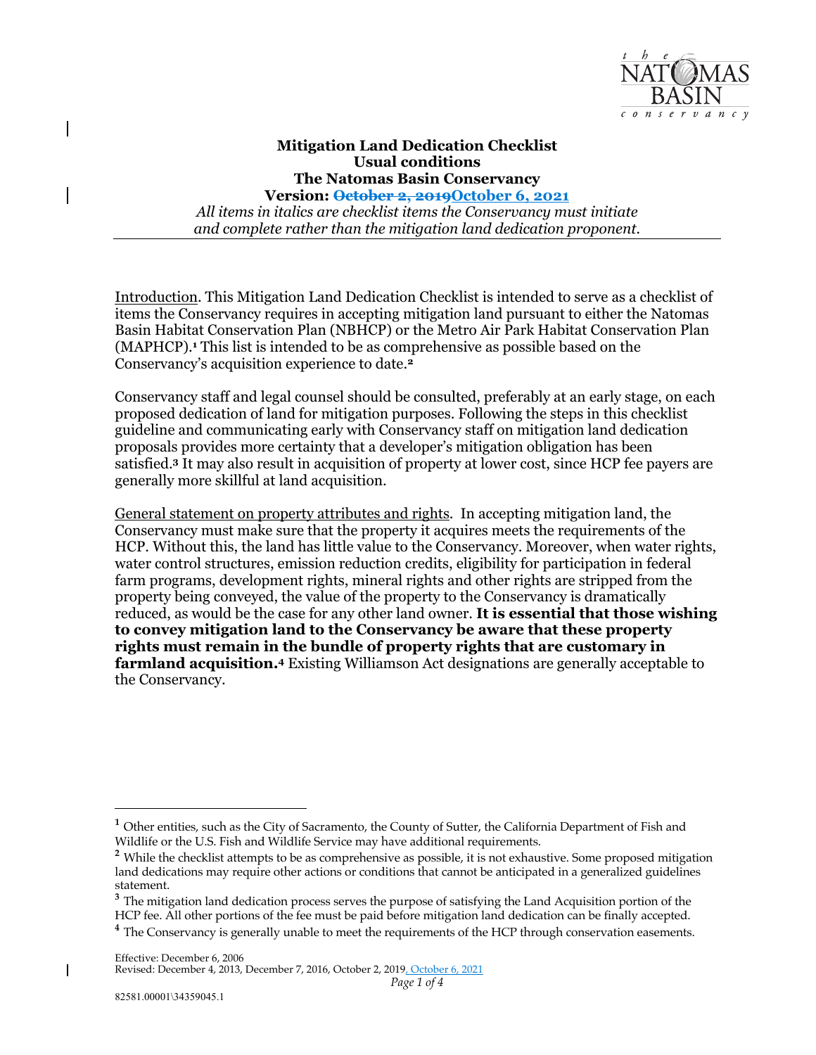**Mitigation Land Dedication Checklist**
**Usual conditions**
**The Natomas Basin Conservancy**
**Version: ~~October 2, 2019~~October 6, 2021**

*All items in italics are checklist items the Conservancy must initiate and complete rather than the mitigation land dedication proponent.*

---

Introduction. This Mitigation Land Dedication Checklist is intended to serve as a checklist of items the Conservancy requires in accepting mitigation land pursuant to either the Natomas Basin Habitat Conservation Plan (NBHCP) or the Metro Air Park Habitat Conservation Plan (MAPHCP).[1] This list is intended to be as comprehensive as possible based on the Conservancy's acquisition experience to date.[2]

Conservancy staff and legal counsel should be consulted, preferably at an early stage, on each proposed dedication of land for mitigation purposes. Following the steps in this checklist guideline and communicating early with Conservancy staff on mitigation land dedication proposals provides more certainty that a developer's mitigation obligation has been satisfied.[3] It may also result in acquisition of property at lower cost, since HCP fee payers are generally more skillful at land acquisition.

General statement on property attributes and rights. In accepting mitigation land, the Conservancy must make sure that the property it acquires meets the requirements of the HCP. Without this, the land has little value to the Conservancy. Moreover, when water rights, water control structures, emission reduction credits, eligibility for participation in federal farm programs, development rights, mineral rights and other rights are stripped from the property being conveyed, the value of the property to the Conservancy is dramatically reduced, as would be the case for any other land owner. **It is essential that those wishing to convey mitigation land to the Conservancy be aware that these property rights must remain in the bundle of property rights that are customary in farmland acquisition.**[4] Existing Williamson Act designations are generally acceptable to the Conservancy.

---

[1] Other entities, such as the City of Sacramento, the County of Sutter, the California Department of Fish and Wildlife or the U.S. Fish and Wildlife Service may have additional requirements.

[2] While the checklist attempts to be as comprehensive as possible, it is not exhaustive. Some proposed mitigation land dedications may require other actions or conditions that cannot be anticipated in a generalized guidelines statement.

[3] The mitigation land dedication process serves the purpose of satisfying the Land Acquisition portion of the HCP fee. All other portions of the fee must be paid before mitigation land dedication can be finally accepted.

[4] The Conservancy is generally unable to meet the requirements of the HCP through conservation easements.

Effective: December 6, 2006
Revised: December 4, 2013, December 7, 2016, October 2, 2019, October 6, 2021

82581.00001\34359045.1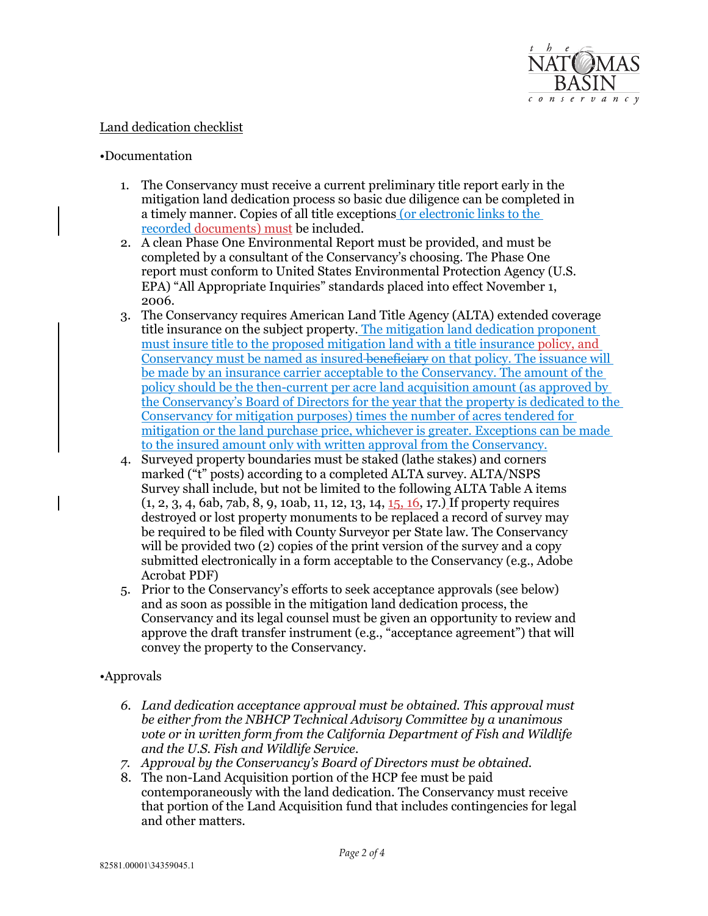Land dedication checklist

•Documentation

1. The Conservancy must receive a current preliminary title report early in the mitigation land dedication process so basic due diligence can be completed in a timely manner. Copies of all title exceptions (or electronic links to the recorded documents) must be included.
2. A clean Phase One Environmental Report must be provided, and must be completed by a consultant of the Conservancy's choosing. The Phase One report must conform to United States Environmental Protection Agency (U.S. EPA) "All Appropriate Inquiries" standards placed into effect November 1, 2006.
3. The Conservancy requires American Land Title Agency (ALTA) extended coverage title insurance on the subject property. The mitigation land dedication proponent must insure title to the proposed mitigation land with a title insurance policy, and Conservancy must be named as insured ~~beneficiary~~ on that policy. The issuance will be made by an insurance carrier acceptable to the Conservancy. The amount of the policy should be the then-current per acre land acquisition amount (as approved by the Conservancy's Board of Directors for the year that the property is dedicated to the Conservancy for mitigation purposes) times the number of acres tendered for mitigation or the land purchase price, whichever is greater. Exceptions can be made to the insured amount only with written approval from the Conservancy.
4. Surveyed property boundaries must be staked (lathe stakes) and corners marked ("t" posts) according to a completed ALTA survey. ALTA/NSPS Survey shall include, but not be limited to the following ALTA Table A items (1, 2, 3, 4, 6ab, 7ab, 8, 9, 10ab, 11, 12, 13, 14, 15, 16, 17.) If property requires destroyed or lost property monuments to be replaced a record of survey may be required to be filed with County Surveyor per State law. The Conservancy will be provided two (2) copies of the print version of the survey and a copy submitted electronically in a form acceptable to the Conservancy (e.g., Adobe Acrobat PDF)
5. Prior to the Conservancy's efforts to seek acceptance approvals (see below) and as soon as possible in the mitigation land dedication process, the Conservancy and its legal counsel must be given an opportunity to review and approve the draft transfer instrument (e.g., "acceptance agreement") that will convey the property to the Conservancy.

•Approvals

6. *Land dedication acceptance approval must be obtained. This approval must be either from the NBHCP Technical Advisory Committee by a unanimous vote or in written form from the California Department of Fish and Wildlife and the U.S. Fish and Wildlife Service.*
7. *Approval by the Conservancy's Board of Directors must be obtained.*
8. The non-Land Acquisition portion of the HCP fee must be paid contemporaneously with the land dedication. The Conservancy must receive that portion of the Land Acquisition fund that includes contingencies for legal and other matters.

82581.00001\34359045.1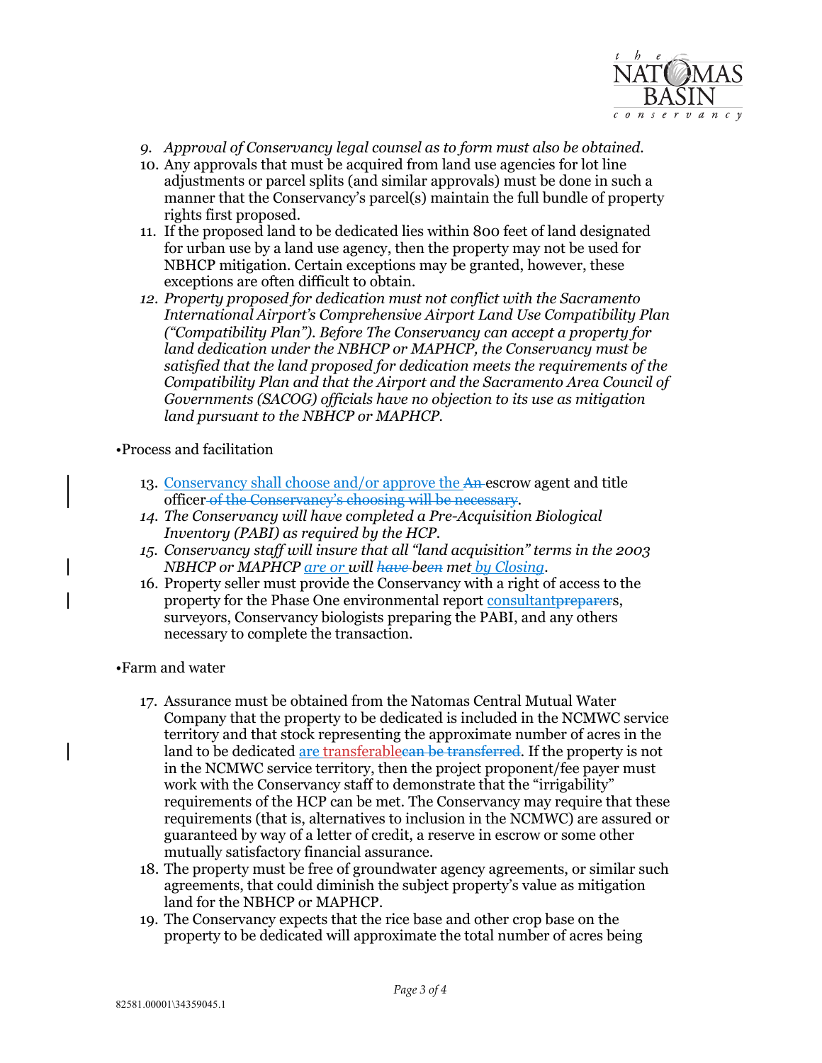9. *Approval of Conservancy legal counsel as to form must also be obtained.*
10. Any approvals that must be acquired from land use agencies for lot line adjustments or parcel splits (and similar approvals) must be done in such a manner that the Conservancy's parcel(s) maintain the full bundle of property rights first proposed.
11. If the proposed land to be dedicated lies within 800 feet of land designated for urban use by a land use agency, then the property may not be used for NBHCP mitigation. Certain exceptions may be granted, however, these exceptions are often difficult to obtain.
12. *Property proposed for dedication must not conflict with the Sacramento International Airport's Comprehensive Airport Land Use Compatibility Plan ("Compatibility Plan"). Before The Conservancy can accept a property for land dedication under the NBHCP or MAPHCP, the Conservancy must be satisfied that the land proposed for dedication meets the requirements of the Compatibility Plan and that the Airport and the Sacramento Area Council of Governments (SACOG) officials have no objection to its use as mitigation land pursuant to the NBHCP or MAPHCP.*

•Process and facilitation

13. Conservancy shall choose and/or approve the ~~An~~ escrow agent and title officer ~~of the Conservancy's choosing will be necessary~~.
14. *The Conservancy will have completed a Pre-Acquisition Biological Inventory (PABI) as required by the HCP.*
15. *Conservancy staff will insure that all "land acquisition" terms in the 2003 NBHCP or MAPHCP are or will ~~have~~ be~~en~~ met by Closing.*
16. Property seller must provide the Conservancy with a right of access to the property for the Phase One environmental report consultant~~preparer~~s, surveyors, Conservancy biologists preparing the PABI, and any others necessary to complete the transaction.

•Farm and water

17. Assurance must be obtained from the Natomas Central Mutual Water Company that the property to be dedicated is included in the NCMWC service territory and that stock representing the approximate number of acres in the land to be dedicated are transferable~~can be transferred~~. If the property is not in the NCMWC service territory, then the project proponent/fee payer must work with the Conservancy staff to demonstrate that the "irrigability" requirements of the HCP can be met. The Conservancy may require that these requirements (that is, alternatives to inclusion in the NCMWC) are assured or guaranteed by way of a letter of credit, a reserve in escrow or some other mutually satisfactory financial assurance.
18. The property must be free of groundwater agency agreements, or similar such agreements, that could diminish the subject property's value as mitigation land for the NBHCP or MAPHCP.
19. The Conservancy expects that the rice base and other crop base on the property to be dedicated will approximate the total number of acres being

82581.00001\34359045.1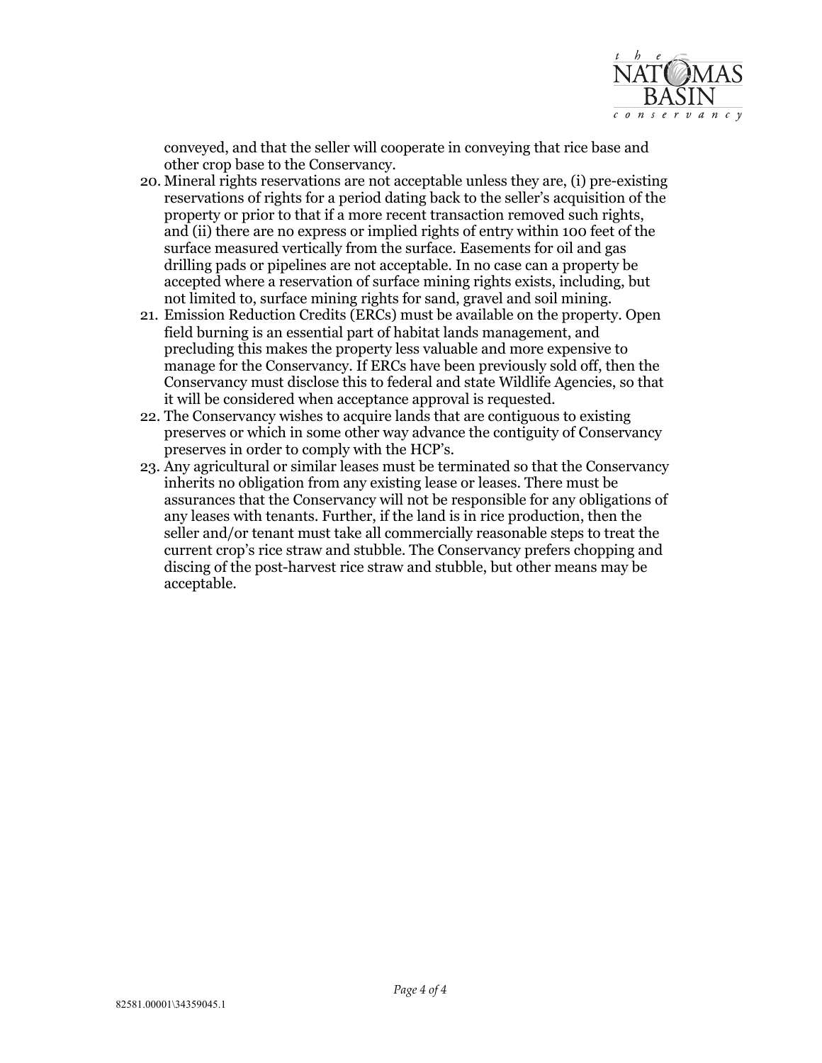conveyed, and that the seller will cooperate in conveying that rice base and other crop base to the Conservancy.

20. Mineral rights reservations are not acceptable unless they are, (i) pre-existing reservations of rights for a period dating back to the seller's acquisition of the property or prior to that if a more recent transaction removed such rights, and (ii) there are no express or implied rights of entry within 100 feet of the surface measured vertically from the surface. Easements for oil and gas drilling pads or pipelines are not acceptable. In no case can a property be accepted where a reservation of surface mining rights exists, including, but not limited to, surface mining rights for sand, gravel and soil mining.
21. Emission Reduction Credits (ERCs) must be available on the property. Open field burning is an essential part of habitat lands management, and precluding this makes the property less valuable and more expensive to manage for the Conservancy. If ERCs have been previously sold off, then the Conservancy must disclose this to federal and state Wildlife Agencies, so that it will be considered when acceptance approval is requested.
22. The Conservancy wishes to acquire lands that are contiguous to existing preserves or which in some other way advance the contiguity of Conservancy preserves in order to comply with the HCP's.
23. Any agricultural or similar leases must be terminated so that the Conservancy inherits no obligation from any existing lease or leases. There must be assurances that the Conservancy will not be responsible for any obligations of any leases with tenants. Further, if the land is in rice production, then the seller and/or tenant must take all commercially reasonable steps to treat the current crop's rice straw and stubble. The Conservancy prefers chopping and discing of the post-harvest rice straw and stubble, but other means may be acceptable.

82581.00001\34359045.1